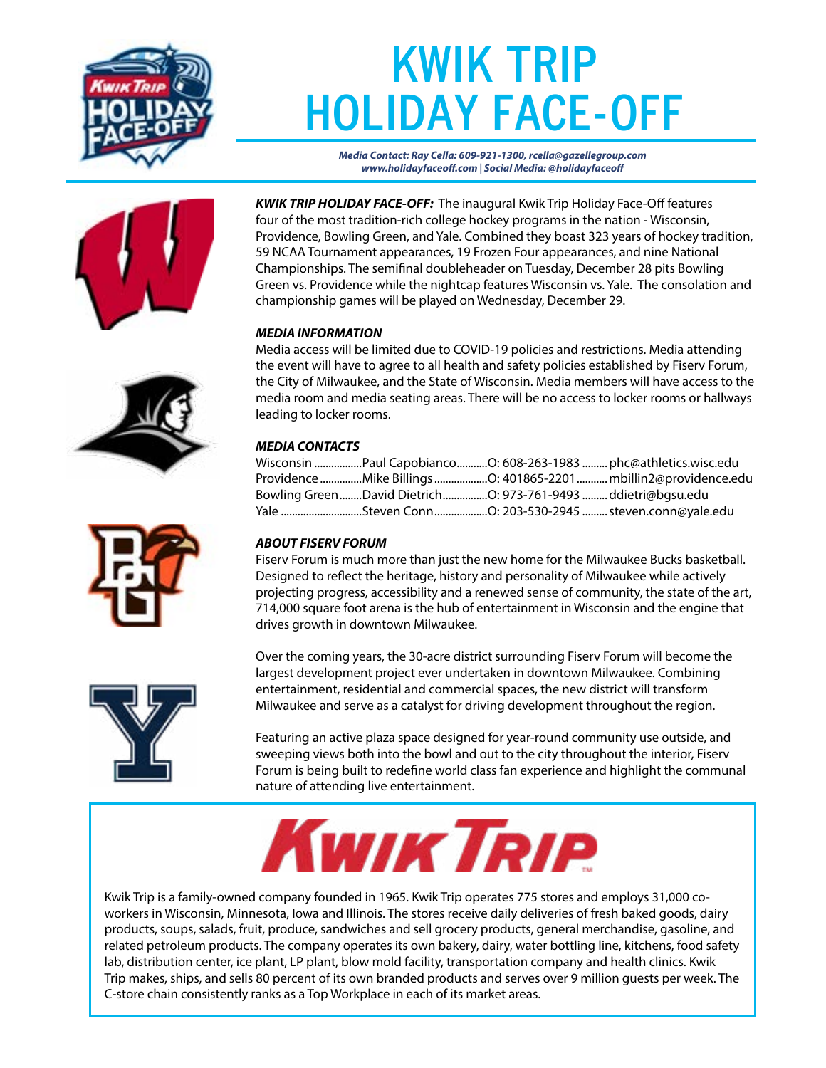# KWIK TRIP HOLIDAY FACE-OFF

***Media Contact: Ray Cella: 609-921-1300, rcella@gazellegroup.com***
***www.holidayfaceoff.com | Social Media: @holidayfaceoff***

***KWIK TRIP HOLIDAY FACE-OFF:*** The inaugural Kwik Trip Holiday Face-Off features four of the most tradition-rich college hockey programs in the nation - Wisconsin, Providence, Bowling Green, and Yale. Combined they boast 323 years of hockey tradition, 59 NCAA Tournament appearances, 19 Frozen Four appearances, and nine National Championships. The semifinal doubleheader on Tuesday, December 28 pits Bowling Green vs. Providence while the nightcap features Wisconsin vs. Yale. The consolation and championship games will be played on Wednesday, December 29.

### *MEDIA INFORMATION*

Media access will be limited due to COVID-19 policies and restrictions. Media attending the event will have to agree to all health and safety policies established by Fiserv Forum, the City of Milwaukee, and the State of Wisconsin. Media members will have access to the media room and media seating areas. There will be no access to locker rooms or hallways leading to locker rooms.

### *MEDIA CONTACTS*

| School | Contact | Phone | Email |
|---|---|---|---|
| Wisconsin | Paul Capobianco | O: 608-263-1983 | phc@athletics.wisc.edu |
| Providence | Mike Billings | O: 401865-2201 | mbillin2@providence.edu |
| Bowling Green | David Dietrich | O: 973-761-9493 | ddietri@bgsu.edu |
| Yale | Steven Conn | O: 203-530-2945 | steven.conn@yale.edu |

### *ABOUT FISERV FORUM*

Fiserv Forum is much more than just the new home for the Milwaukee Bucks basketball. Designed to reflect the heritage, history and personality of Milwaukee while actively projecting progress, accessibility and a renewed sense of community, the state of the art, 714,000 square foot arena is the hub of entertainment in Wisconsin and the engine that drives growth in downtown Milwaukee.

Over the coming years, the 30-acre district surrounding Fiserv Forum will become the largest development project ever undertaken in downtown Milwaukee. Combining entertainment, residential and commercial spaces, the new district will transform Milwaukee and serve as a catalyst for driving development throughout the region.

Featuring an active plaza space designed for year-round community use outside, and sweeping views both into the bowl and out to the city throughout the interior, Fiserv Forum is being built to redefine world class fan experience and highlight the communal nature of attending live entertainment.

Kwik Trip is a family-owned company founded in 1965. Kwik Trip operates 775 stores and employs 31,000 co-workers in Wisconsin, Minnesota, Iowa and Illinois. The stores receive daily deliveries of fresh baked goods, dairy products, soups, salads, fruit, produce, sandwiches and sell grocery products, general merchandise, gasoline, and related petroleum products. The company operates its own bakery, dairy, water bottling line, kitchens, food safety lab, distribution center, ice plant, LP plant, blow mold facility, transportation company and health clinics. Kwik Trip makes, ships, and sells 80 percent of its own branded products and serves over 9 million guests per week. The C-store chain consistently ranks as a Top Workplace in each of its market areas.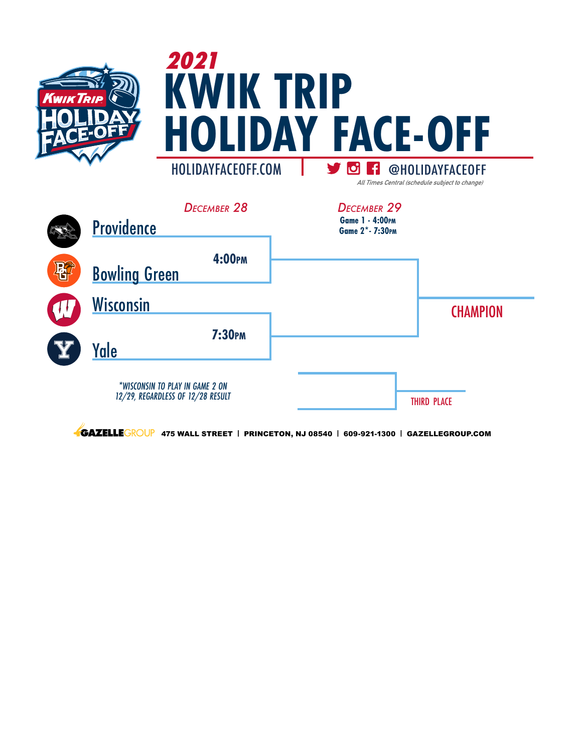# 2021 KWIK TRIP HOLIDAY FACE-OFF

HOLIDAYFACEOFF.COM | @HOLIDAYFACEOFF

*All Times Central (schedule subject to change)*

**December 28**

- Providence vs. Bowling Green — **4:00PM**
- Wisconsin vs. Yale — **7:30PM**

**December 29**

- **Game 1 - 4:00PM**
- **Game 2* - 7:30PM**

CHAMPION

THIRD PLACE

*WISCONSIN TO PLAY IN GAME 2 ON 12/29, REGARDLESS OF 12/28 RESULT

GAZELLE GROUP **475 WALL STREET | PRINCETON, NJ 08540 | 609-921-1300 | GAZELLEGROUP.COM**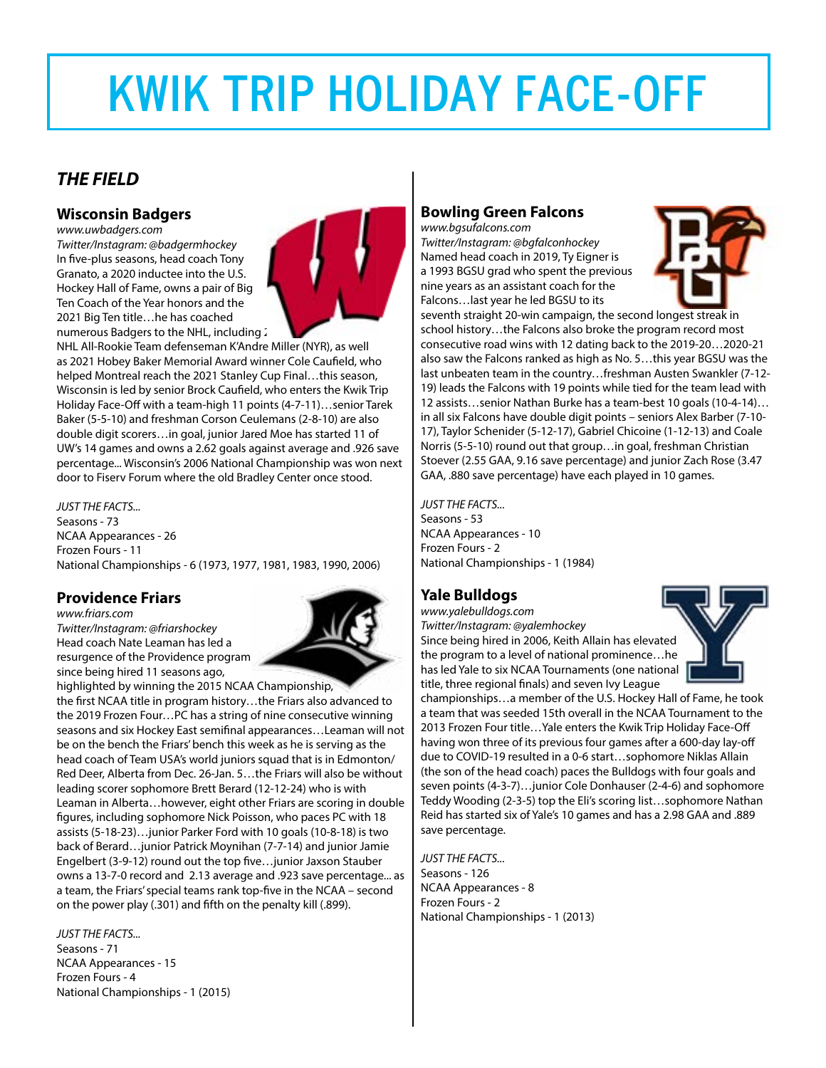# KWIK TRIP HOLIDAY FACE-OFF

## *THE FIELD*

### Wisconsin Badgers

*www.uwbadgers.com*
*Twitter/Instagram: @badgermhockey*

In five-plus seasons, head coach Tony Granato, a 2020 inductee into the U.S. Hockey Hall of Fame, owns a pair of Big Ten Coach of the Year honors and the 2021 Big Ten title…he has coached numerous Badgers to the NHL, including 2 NHL All-Rookie Team defenseman K'Andre Miller (NYR), as well as 2021 Hobey Baker Memorial Award winner Cole Caufield, who helped Montreal reach the 2021 Stanley Cup Final…this season, Wisconsin is led by senior Brock Caufield, who enters the Kwik Trip Holiday Face-Off with a team-high 11 points (4-7-11)…senior Tarek Baker (5-5-10) and freshman Corson Ceulemans (2-8-10) are also double digit scorers…in goal, junior Jared Moe has started 11 of UW's 14 games and owns a 2.62 goals against average and .926 save percentage... Wisconsin's 2006 National Championship was won next door to Fiserv Forum where the old Bradley Center once stood.

*JUST THE FACTS...*
Seasons - 73
NCAA Appearances - 26
Frozen Fours - 11
National Championships - 6 (1973, 1977, 1981, 1983, 1990, 2006)

### Providence Friars

*www.friars.com*
*Twitter/Instagram: @friarshockey*

Head coach Nate Leaman has led a resurgence of the Providence program since being hired 11 seasons ago, highlighted by winning the 2015 NCAA Championship, the first NCAA title in program history…the Friars also advanced to the 2019 Frozen Four…PC has a string of nine consecutive winning seasons and six Hockey East semifinal appearances…Leaman will not be on the bench the Friars' bench this week as he is serving as the head coach of Team USA's world juniors squad that is in Edmonton/Red Deer, Alberta from Dec. 26-Jan. 5…the Friars will also be without leading scorer sophomore Brett Berard (12-12-24) who is with Leaman in Alberta…however, eight other Friars are scoring in double figures, including sophomore Nick Poisson, who paces PC with 18 assists (5-18-23)…junior Parker Ford with 10 goals (10-8-18) is two back of Berard…junior Patrick Moynihan (7-7-14) and junior Jamie Engelbert (3-9-12) round out the top five…junior Jaxson Stauber owns a 13-7-0 record and 2.13 average and .923 save percentage... as a team, the Friars' special teams rank top-five in the NCAA – second on the power play (.301) and fifth on the penalty kill (.899).

*JUST THE FACTS...*
Seasons - 71
NCAA Appearances - 15
Frozen Fours - 4
National Championships - 1 (2015)

### Bowling Green Falcons

*www.bgsufalcons.com*
*Twitter/Instagram: @bgfalconhockey*

Named head coach in 2019, Ty Eigner is a 1993 BGSU grad who spent the previous nine years as an assistant coach for the Falcons…last year he led BGSU to its seventh straight 20-win campaign, the second longest streak in school history…the Falcons also broke the program record most consecutive road wins with 12 dating back to the 2019-20…2020-21 also saw the Falcons ranked as high as No. 5…this year BGSU was the last unbeaten team in the country…freshman Austen Swankler (7-12-19) leads the Falcons with 19 points while tied for the team lead with 12 assists…senior Nathan Burke has a team-best 10 goals (10-4-14)…in all six Falcons have double digit points – seniors Alex Barber (7-10-17), Taylor Schenider (5-12-17), Gabriel Chicoine (1-12-13) and Coale Norris (5-5-10) round out that group…in goal, freshman Christian Stoever (2.55 GAA, 9.16 save percentage) and junior Zach Rose (3.47 GAA, .880 save percentage) have each played in 10 games.

*JUST THE FACTS...*
Seasons - 53
NCAA Appearances - 10
Frozen Fours - 2
National Championships - 1 (1984)

### Yale Bulldogs

*www.yalebulldogs.com*
*Twitter/Instagram: @yalemhockey*

Since being hired in 2006, Keith Allain has elevated the program to a level of national prominence…he has led Yale to six NCAA Tournaments (one national title, three regional finals) and seven Ivy League championships…a member of the U.S. Hockey Hall of Fame, he took a team that was seeded 15th overall in the NCAA Tournament to the 2013 Frozen Four title…Yale enters the Kwik Trip Holiday Face-Off having won three of its previous four games after a 600-day lay-off due to COVID-19 resulted in a 0-6 start…sophomore Niklas Allain (the son of the head coach) paces the Bulldogs with four goals and seven points (4-3-7)…junior Cole Donhauser (2-4-6) and sophomore Teddy Wooding (2-3-5) top the Eli's scoring list…sophomore Nathan Reid has started six of Yale's 10 games and has a 2.98 GAA and .889 save percentage.

*JUST THE FACTS...*
Seasons - 126
NCAA Appearances - 8
Frozen Fours - 2
National Championships - 1 (2013)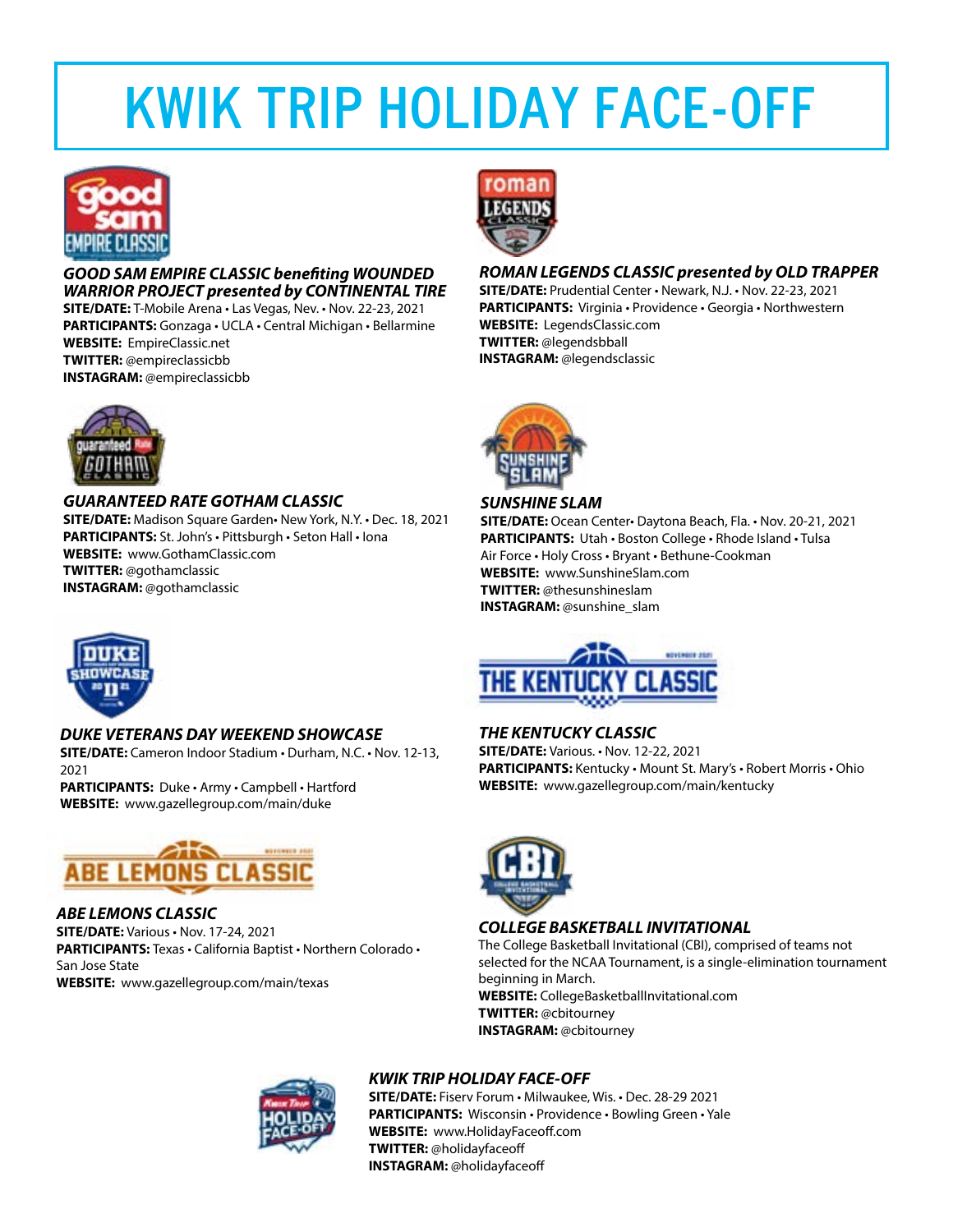# KWIK TRIP HOLIDAY FACE-OFF

### *GOOD SAM EMPIRE CLASSIC benefiting WOUNDED WARRIOR PROJECT presented by CONTINENTAL TIRE*

**SITE/DATE:** T-Mobile Arena • Las Vegas, Nev. • Nov. 22-23, 2021
**PARTICIPANTS:** Gonzaga • UCLA • Central Michigan • Bellarmine
**WEBSITE:** EmpireClassic.net
**TWITTER:** @empireclassicbb
**INSTAGRAM:** @empireclassicbb

### *GUARANTEED RATE GOTHAM CLASSIC*

**SITE/DATE:** Madison Square Garden• New York, N.Y. • Dec. 18, 2021
**PARTICIPANTS:** St. John's • Pittsburgh • Seton Hall • Iona
**WEBSITE:** www.GothamClassic.com
**TWITTER:** @gothamclassic
**INSTAGRAM:** @gothamclassic

### *DUKE VETERANS DAY WEEKEND SHOWCASE*

**SITE/DATE:** Cameron Indoor Stadium • Durham, N.C. • Nov. 12-13, 2021
**PARTICIPANTS:** Duke • Army • Campbell • Hartford
**WEBSITE:** www.gazellegroup.com/main/duke

### *ABE LEMONS CLASSIC*

**SITE/DATE:** Various • Nov. 17-24, 2021
**PARTICIPANTS:** Texas • California Baptist • Northern Colorado • San Jose State
**WEBSITE:** www.gazellegroup.com/main/texas

### *ROMAN LEGENDS CLASSIC presented by OLD TRAPPER*

**SITE/DATE:** Prudential Center • Newark, N.J. • Nov. 22-23, 2021
**PARTICIPANTS:** Virginia • Providence • Georgia • Northwestern
**WEBSITE:** LegendsClassic.com
**TWITTER:** @legendsbball
**INSTAGRAM:** @legendsclassic

### *SUNSHINE SLAM*

**SITE/DATE:** Ocean Center• Daytona Beach, Fla. • Nov. 20-21, 2021
**PARTICIPANTS:** Utah • Boston College • Rhode Island • Tulsa Air Force • Holy Cross • Bryant • Bethune-Cookman
**WEBSITE:** www.SunshineSlam.com
**TWITTER:** @thesunshineslam
**INSTAGRAM:** @sunshine_slam

### *THE KENTUCKY CLASSIC*

**SITE/DATE:** Various. • Nov. 12-22, 2021
**PARTICIPANTS:** Kentucky • Mount St. Mary's • Robert Morris • Ohio
**WEBSITE:** www.gazellegroup.com/main/kentucky

### *COLLEGE BASKETBALL INVITATIONAL*

The College Basketball Invitational (CBI), comprised of teams not selected for the NCAA Tournament, is a single-elimination tournament beginning in March.
**WEBSITE:** CollegeBasketballInvitational.com
**TWITTER:** @cbitourney
**INSTAGRAM:** @cbitourney

### *KWIK TRIP HOLIDAY FACE-OFF*

**SITE/DATE:** Fiserv Forum • Milwaukee, Wis. • Dec. 28-29 2021
**PARTICIPANTS:** Wisconsin • Providence • Bowling Green • Yale
**WEBSITE:** www.HolidayFaceoff.com
**TWITTER:** @holidayfaceoff
**INSTAGRAM:** @holidayfaceoff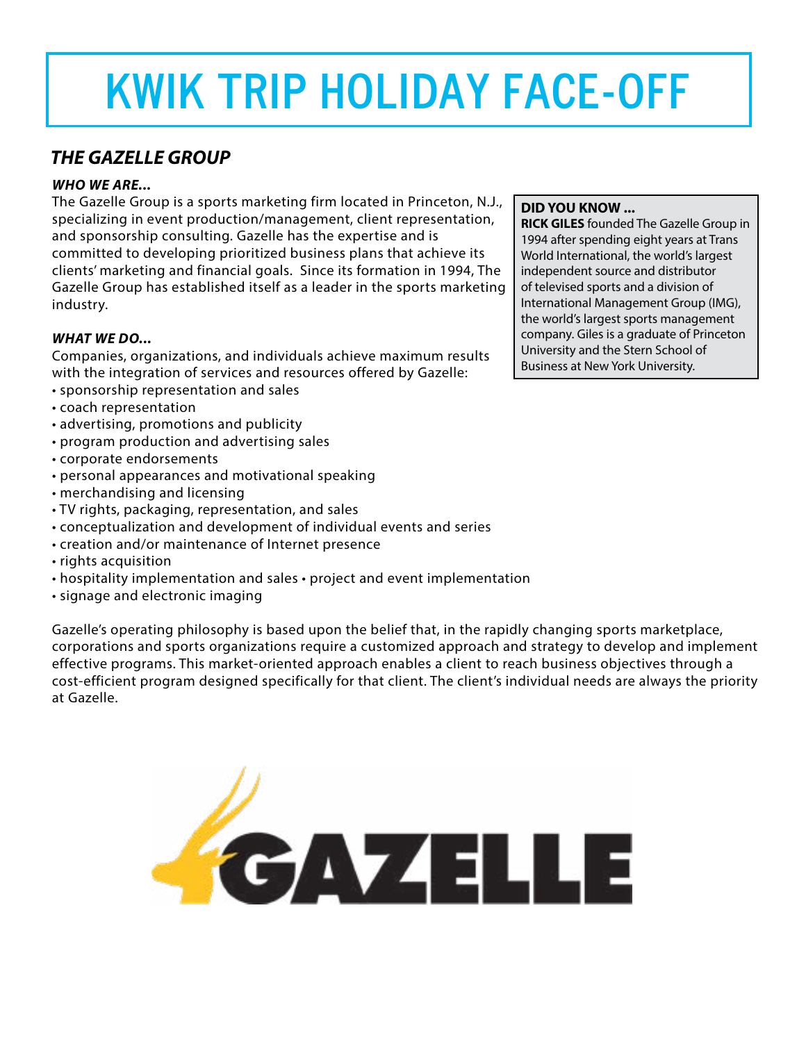# KWIK TRIP HOLIDAY FACE-OFF

## THE GAZELLE GROUP

***WHO WE ARE...***

The Gazelle Group is a sports marketing firm located in Princeton, N.J., specializing in event production/management, client representation, and sponsorship consulting. Gazelle has the expertise and is committed to developing prioritized business plans that achieve its clients' marketing and financial goals. Since its formation in 1994, The Gazelle Group has established itself as a leader in the sports marketing industry.

***WHAT WE DO...***

Companies, organizations, and individuals achieve maximum results with the integration of services and resources offered by Gazelle:

- sponsorship representation and sales
- coach representation
- advertising, promotions and publicity
- program production and advertising sales
- corporate endorsements
- personal appearances and motivational speaking
- merchandising and licensing
- TV rights, packaging, representation, and sales
- conceptualization and development of individual events and series
- creation and/or maintenance of Internet presence
- rights acquisition
- hospitality implementation and sales • project and event implementation
- signage and electronic imaging

**DID YOU KNOW ...**

**RICK GILES** founded The Gazelle Group in 1994 after spending eight years at Trans World International, the world's largest independent source and distributor of televised sports and a division of International Management Group (IMG), the world's largest sports management company. Giles is a graduate of Princeton University and the Stern School of Business at New York University.

Gazelle's operating philosophy is based upon the belief that, in the rapidly changing sports marketplace, corporations and sports organizations require a customized approach and strategy to develop and implement effective programs. This market-oriented approach enables a client to reach business objectives through a cost-efficient program designed specifically for that client. The client's individual needs are always the priority at Gazelle.

GAZELLE